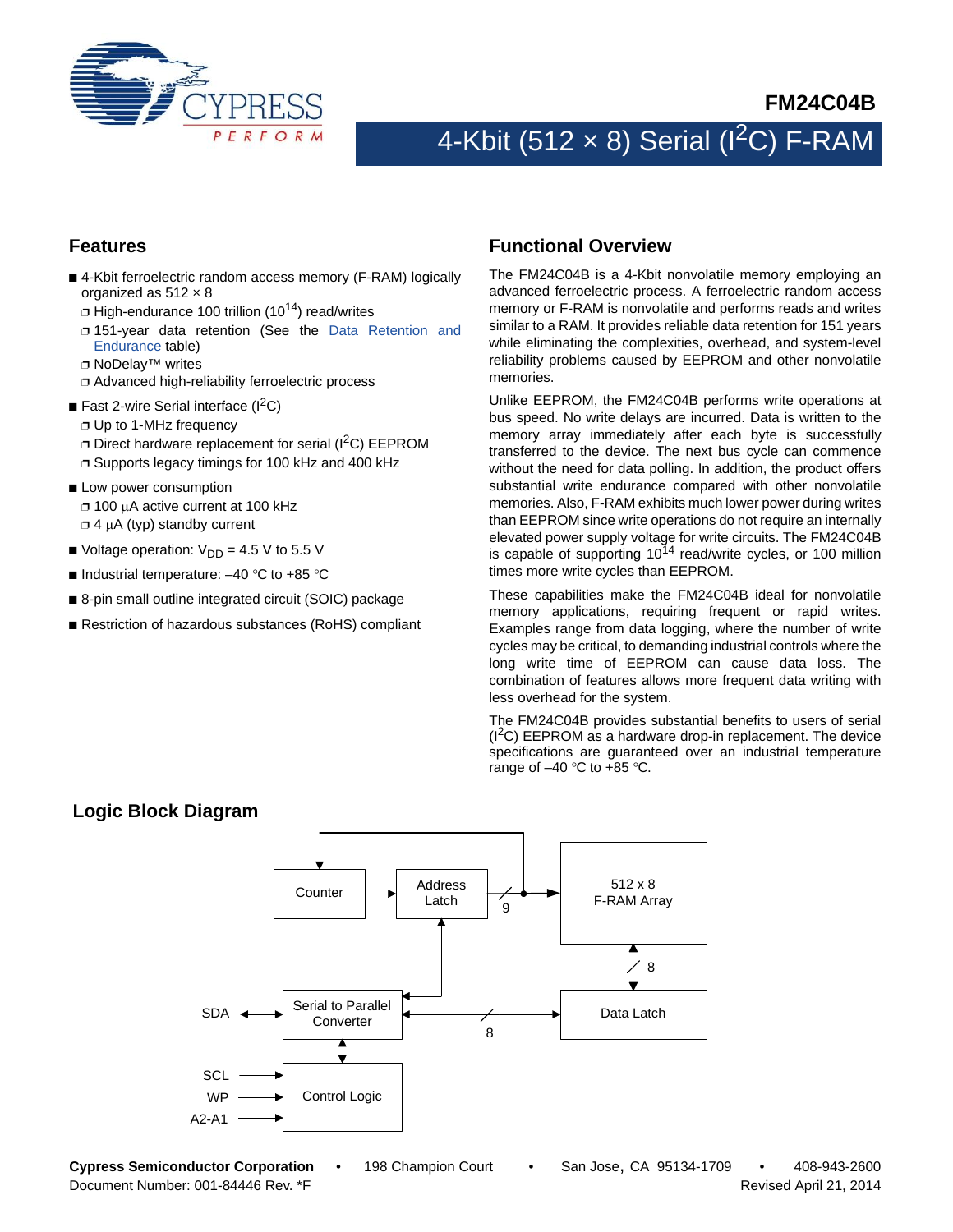# FM24C04B

## 4-Kbit (512 × 8) Serial ($I^2C$) F-RAM

## Features

- 4-Kbit ferroelectric random access memory (F-RAM) logically organized as 512 × 8
  - High-endurance 100 trillion ($10^{14}$) read/writes
  - 151-year data retention (See the Data Retention and Endurance table)
  - NoDelay™ writes
  - Advanced high-reliability ferroelectric process
- Fast 2-wire Serial interface ($I^2C$)
  - Up to 1-MHz frequency
  - Direct hardware replacement for serial ($I^2C$) EEPROM
  - Supports legacy timings for 100 kHz and 400 kHz
- Low power consumption
  - 100 µA active current at 100 kHz
  - 4 µA (typ) standby current
- Voltage operation: $V_{DD}$ = 4.5 V to 5.5 V
- Industrial temperature: –40 °C to +85 °C
- 8-pin small outline integrated circuit (SOIC) package
- Restriction of hazardous substances (RoHS) compliant

## Functional Overview

The FM24C04B is a 4-Kbit nonvolatile memory employing an advanced ferroelectric process. A ferroelectric random access memory or F-RAM is nonvolatile and performs reads and writes similar to a RAM. It provides reliable data retention for 151 years while eliminating the complexities, overhead, and system-level reliability problems caused by EEPROM and other nonvolatile memories.

Unlike EEPROM, the FM24C04B performs write operations at bus speed. No write delays are incurred. Data is written to the memory array immediately after each byte is successfully transferred to the device. The next bus cycle can commence without the need for data polling. In addition, the product offers substantial write endurance compared with other nonvolatile memories. Also, F-RAM exhibits much lower power during writes than EEPROM since write operations do not require an internally elevated power supply voltage for write circuits. The FM24C04B is capable of supporting $10^{14}$ read/write cycles, or 100 million times more write cycles than EEPROM.

These capabilities make the FM24C04B ideal for nonvolatile memory applications, requiring frequent or rapid writes. Examples range from data logging, where the number of write cycles may be critical, to demanding industrial controls where the long write time of EEPROM can cause data loss. The combination of features allows more frequent data writing with less overhead for the system.

The FM24C04B provides substantial benefits to users of serial ($I^2C$) EEPROM as a hardware drop-in replacement. The device specifications are guaranteed over an industrial temperature range of –40 °C to +85 °C.

## Logic Block Diagram

Counter → Address Latch → (9) → 512 x 8 F-RAM Array

512 x 8 F-RAM Array ↔ (8) ↔ Data Latch

SDA ↔ Serial to Parallel Converter ↔ (8) ↔ Data Latch

Serial to Parallel Converter → Address Latch

Serial to Parallel Converter ↔ Control Logic

SCL, WP, A2-A1 → Control Logic

Cypress Semiconductor Corporation • 198 Champion Court • San Jose, CA 95134-1709 • 408-943-2600

Document Number: 001-84446 Rev. *F    Revised April 21, 2014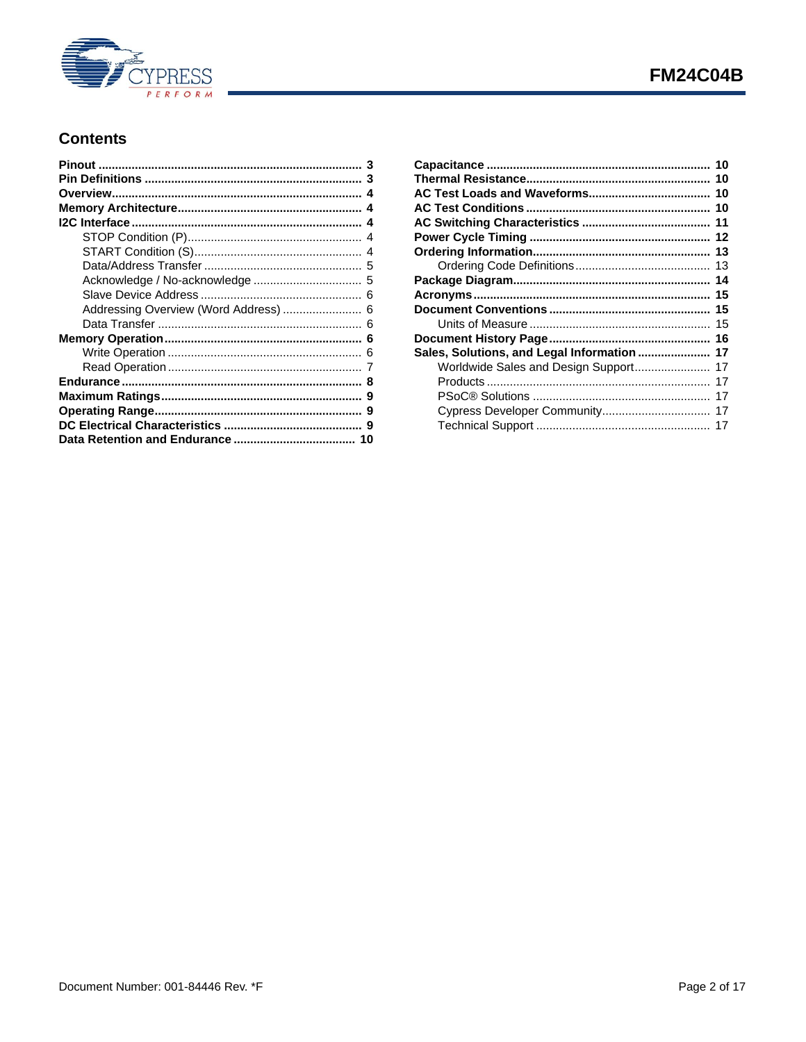## Contents

- **Pinout** ... **3**
- **Pin Definitions** ... **3**
- **Overview** ... **4**
- **Memory Architecture** ... **4**
- **I2C Interface** ... **4**
  - STOP Condition (P) ... 4
  - START Condition (S) ... 4
  - Data/Address Transfer ... 5
  - Acknowledge / No-acknowledge ... 5
  - Slave Device Address ... 6
  - Addressing Overview (Word Address) ... 6
  - Data Transfer ... 6
- **Memory Operation** ... **6**
  - Write Operation ... 6
  - Read Operation ... 7
- **Endurance** ... **8**
- **Maximum Ratings** ... **9**
- **Operating Range** ... **9**
- **DC Electrical Characteristics** ... **9**
- **Data Retention and Endurance** ... **10**
- **Capacitance** ... **10**
- **Thermal Resistance** ... **10**
- **AC Test Loads and Waveforms** ... **10**
- **AC Test Conditions** ... **10**
- **AC Switching Characteristics** ... **11**
- **Power Cycle Timing** ... **12**
- **Ordering Information** ... **13**
  - Ordering Code Definitions ... 13
- **Package Diagram** ... **14**
- **Acronyms** ... **15**
- **Document Conventions** ... **15**
  - Units of Measure ... 15
- **Document History Page** ... **16**
- **Sales, Solutions, and Legal Information** ... **17**
  - Worldwide Sales and Design Support ... 17
  - Products ... 17
  - PSoC® Solutions ... 17
  - Cypress Developer Community ... 17
  - Technical Support ... 17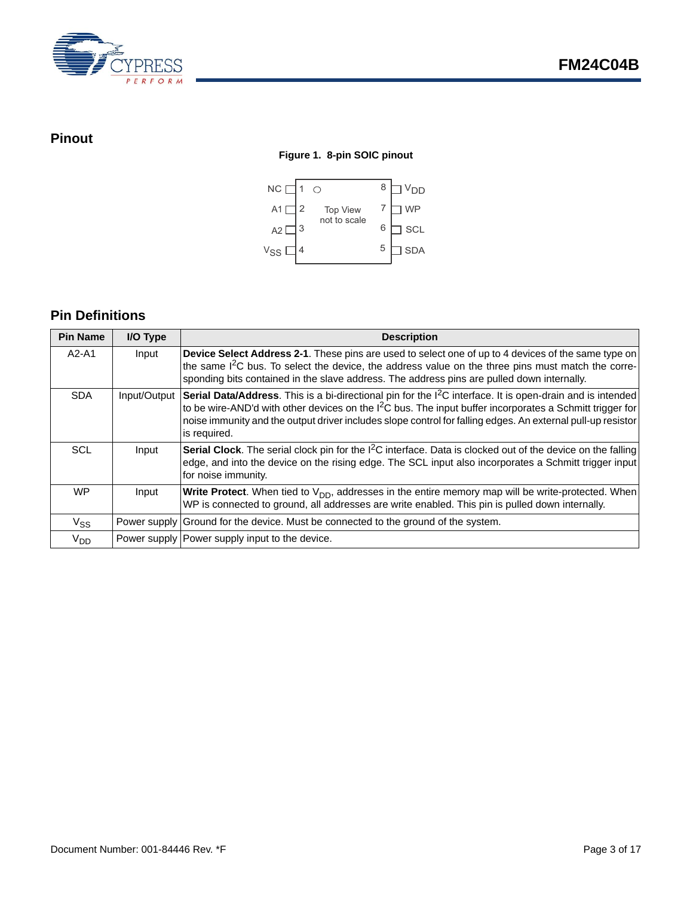## Pinout

**Figure 1. 8-pin SOIC pinout**

| Pin | Name | Pin | Name |
|---|---|---|---|
| 1 | NC | 8 | $V_{DD}$ |
| 2 | A1 | 7 | WP |
| 3 | A2 | 6 | SCL |
| 4 | $V_{SS}$ | 5 | SDA |

Top View
not to scale

## Pin Definitions

| Pin Name | I/O Type | Description |
|---|---|---|
| A2-A1 | Input | **Device Select Address 2-1**. These pins are used to select one of up to 4 devices of the same type on the same $I^2C$ bus. To select the device, the address value on the three pins must match the corresponding bits contained in the slave address. The address pins are pulled down internally. |
| SDA | Input/Output | **Serial Data/Address**. This is a bi-directional pin for the $I^2C$ interface. It is open-drain and is intended to be wire-AND'd with other devices on the $I^2C$ bus. The input buffer incorporates a Schmitt trigger for noise immunity and the output driver includes slope control for falling edges. An external pull-up resistor is required. |
| SCL | Input | **Serial Clock**. The serial clock pin for the $I^2C$ interface. Data is clocked out of the device on the falling edge, and into the device on the rising edge. The SCL input also incorporates a Schmitt trigger input for noise immunity. |
| WP | Input | **Write Protect**. When tied to $V_{DD}$, addresses in the entire memory map will be write-protected. When WP is connected to ground, all addresses are write enabled. This pin is pulled down internally. |
| $V_{SS}$ | Power supply | Ground for the device. Must be connected to the ground of the system. |
| $V_{DD}$ | Power supply | Power supply input to the device. |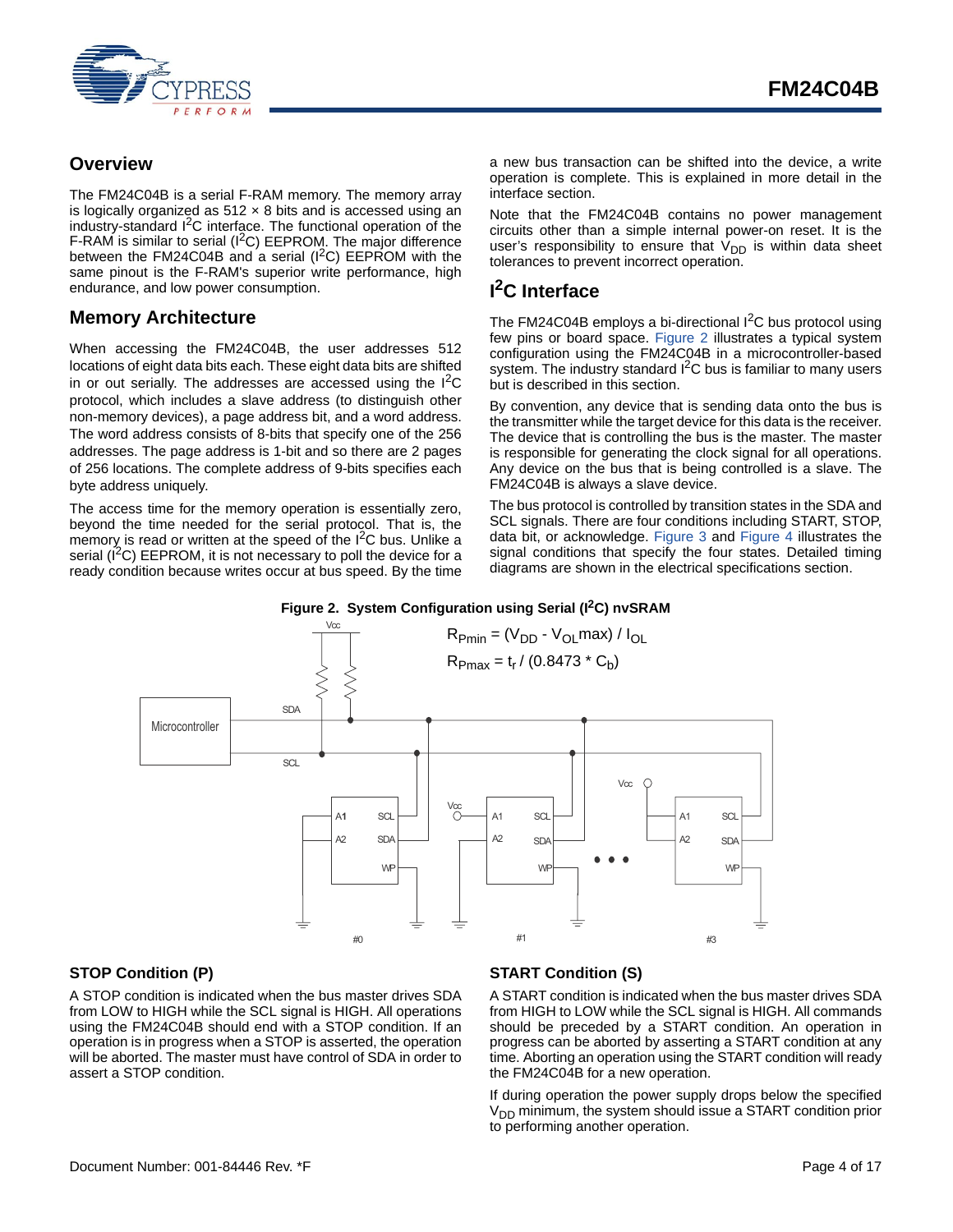## Overview

The FM24C04B is a serial F-RAM memory. The memory array is logically organized as 512 × 8 bits and is accessed using an industry-standard $I^2C$ interface. The functional operation of the F-RAM is similar to serial ($I^2C$) EEPROM. The major difference between the FM24C04B and a serial ($I^2C$) EEPROM with the same pinout is the F-RAM's superior write performance, high endurance, and low power consumption.

## Memory Architecture

When accessing the FM24C04B, the user addresses 512 locations of eight data bits each. These eight data bits are shifted in or out serially. The addresses are accessed using the $I^2C$ protocol, which includes a slave address (to distinguish other non-memory devices), a page address bit, and a word address. The word address consists of 8-bits that specify one of the 256 addresses. The page address is 1-bit and so there are 2 pages of 256 locations. The complete address of 9-bits specifies each byte uniquely.

The access time for the memory operation is essentially zero, beyond the time needed for the serial protocol. That is, the memory is read or written at the speed of the $I^2C$ bus. Unlike a serial ($I^2C$) EEPROM, it is not necessary to poll the device for a ready condition because writes occur at bus speed. By the time a new bus transaction can be shifted into the device, a write operation is complete. This is explained in more detail in the interface section.

Note that the FM24C04B contains no power management circuits other than a simple internal power-on reset. It is the user's responsibility to ensure that $V_{DD}$ is within data sheet tolerances to prevent incorrect operation.

## $I^2C$ Interface

The FM24C04B employs a bi-directional $I^2C$ bus protocol using few pins or board space. Figure 2 illustrates a typical system configuration using the FM24C04B in a microcontroller-based system. The industry standard $I^2C$ bus is familiar to many users but is described in this section.

By convention, any device that is sending data onto the bus is the transmitter while the target device for this data is the receiver. The device that is controlling the bus is the master. The master is responsible for generating the clock signal for all operations. Any device on the bus that is being controlled is a slave. The FM24C04B is always a slave device.

The bus protocol is controlled by transition states in the SDA and SCL signals. There are four conditions including START, STOP, data bit, or acknowledge. Figure 3 and Figure 4 illustrates the signal conditions that specify the four states. Detailed timing diagrams are shown in the electrical specifications section.

**Figure 2. System Configuration using Serial ($I^2C$) nvSRAM**

$$R_{Pmin} = (V_{DD} - V_{OL}max) / I_{OL}$$

$$R_{Pmax} = t_r / (0.8473 * C_b)$$

### STOP Condition (P)

A STOP condition is indicated when the bus master drives SDA from LOW to HIGH while the SCL signal is HIGH. All operations using the FM24C04B should end with a STOP condition. If an operation is in progress when a STOP is asserted, the operation will be aborted. The master must have control of SDA in order to assert a STOP condition.

### START Condition (S)

A START condition is indicated when the bus master drives SDA from HIGH to LOW while the SCL signal is HIGH. All commands should be preceded by a START condition. An operation in progress can be aborted by asserting a START condition at any time. Aborting an operation using the START condition will ready the FM24C04B for a new operation.

If during operation the power supply drops below the specified $V_{DD}$ minimum, the system should issue a START condition prior to performing another operation.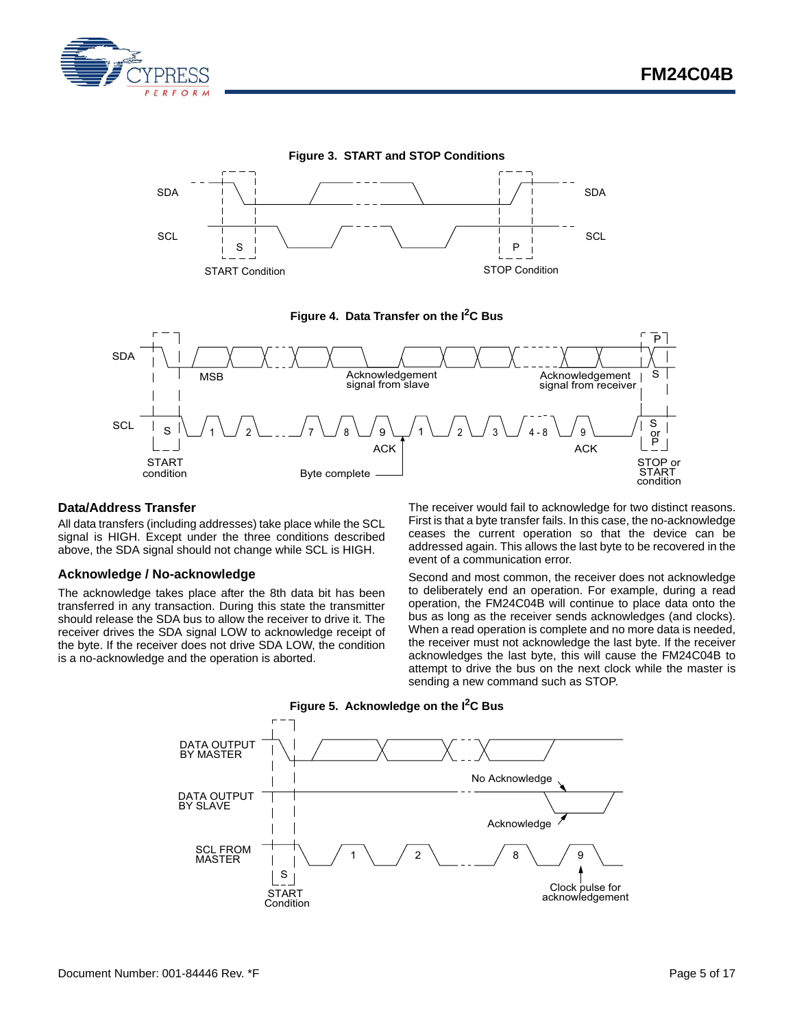**Figure 3. START and STOP Conditions**

**Figure 4. Data Transfer on the I²C Bus**

## Data/Address Transfer

All data transfers (including addresses) take place while the SCL signal is HIGH. Except under the three conditions described above, the SDA signal should not change while SCL is HIGH.

### Acknowledge / No-acknowledge

The acknowledge takes place after the 8th data bit has been transferred in any transaction. During this state the transmitter should release the SDA bus to allow the receiver to drive it. The receiver drives the SDA signal LOW to acknowledge receipt of the byte. If the receiver does not drive SDA LOW, the condition is a no-acknowledge and the operation is aborted.

The receiver would fail to acknowledge for two distinct reasons. First is that a byte transfer fails. In this case, the no-acknowledge ceases the current operation so that the device can be addressed again. This allows the last byte to be recovered in the event of a communication error.

Second and most common, the receiver does not acknowledge to deliberately end an operation. For example, during a read operation, the FM24C04B will continue to place data onto the bus as long as the receiver sends acknowledges (and clocks). When a read operation is complete and no more data is needed, the receiver must not acknowledge the last byte. If the receiver acknowledges the last byte, this will cause the FM24C04B to attempt to drive the bus on the next clock while the master is sending a new command such as STOP.

**Figure 5. Acknowledge on the I²C Bus**

Document Number: 001-84446 Rev. *F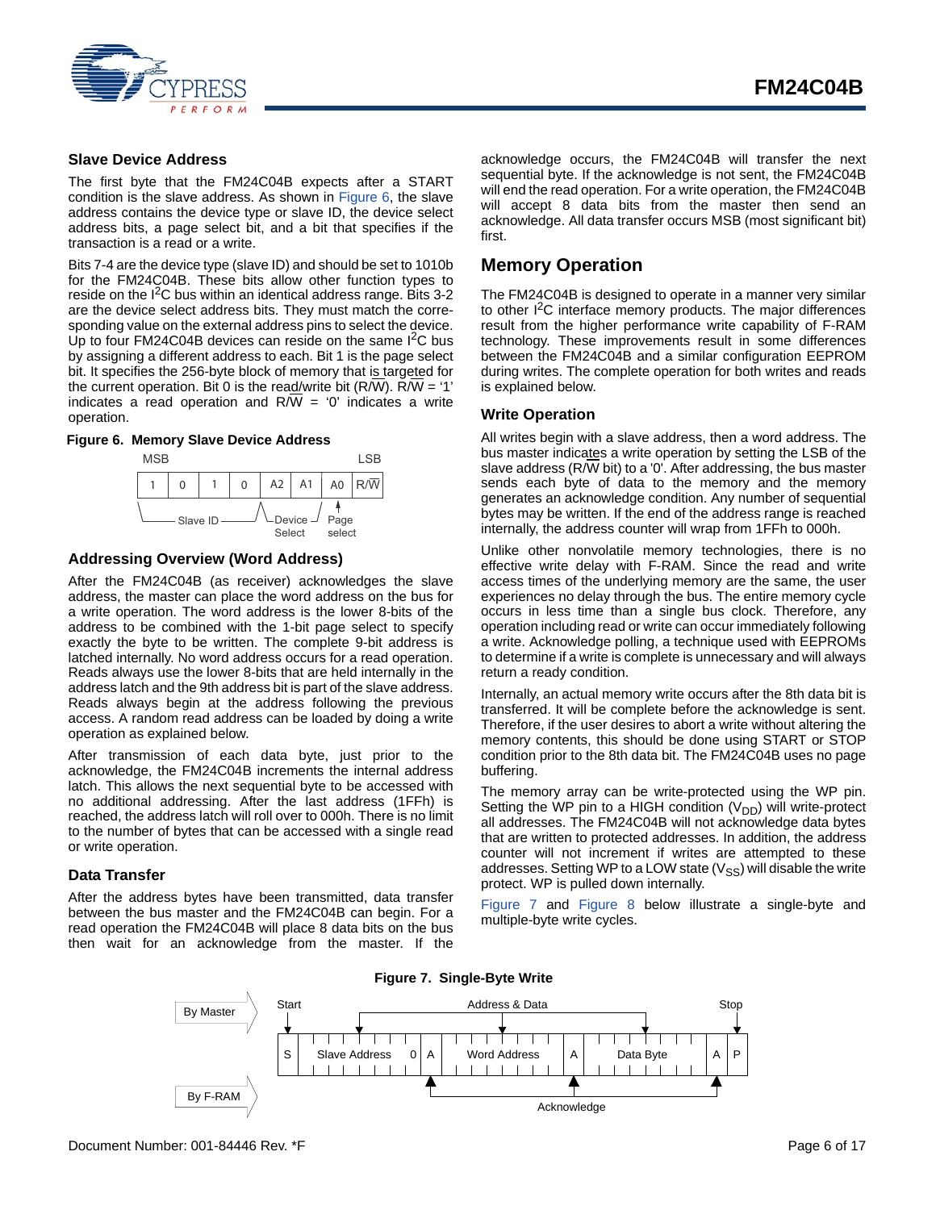## Slave Device Address

The first byte that the FM24C04B expects after a START condition is the slave address. As shown in Figure 6, the slave address contains the device type or slave ID, the device select address bits, a page select bit, and a bit that specifies if the transaction is a read or a write.

Bits 7-4 are the device type (slave ID) and should be set to 1010b for the FM24C04B. These bits allow other function types to reside on the $I^2C$ bus within an identical address range. Bits 3-2 are the device select address bits. They must match the corresponding value on the external address pins to select the device. Up to four FM24C04B devices can reside on the same $I^2C$ bus by assigning a different address to each. Bit 1 is the page select bit. It specifies the 256-byte block of memory that is targeted for the current operation. Bit 0 is the read/write bit (R/$\overline{W}$). R/$\overline{W}$ = '1' indicates a read operation and R/$\overline{W}$ = '0' indicates a write operation.

**Figure 6. Memory Slave Device Address**

| MSB | | | | | | | LSB |
|---|---|---|---|---|---|---|---|
| 1 | 0 | 1 | 0 | A2 | A1 | A0 | R/$\overline{W}$ |
| Slave ID | | | | Device Select | | Page select | |

### Addressing Overview (Word Address)

After the FM24C04B (as receiver) acknowledges the slave address, the master can place the word address on the bus for a write operation. The word address is the lower 8-bits of the address to be combined with the 1-bit page select to specify exactly the byte to be written. The complete 9-bit address is latched internally. No word address occurs for a read operation. Reads always use the lower 8-bits that are held internally in the address latch and the 9th address bit is part of the slave address. Reads always begin at the address following the previous access. A random read address can be loaded by doing a write operation as explained below.

After transmission of each data byte, just prior to the acknowledge, the FM24C04B increments the internal address latch. This allows the next sequential byte to be accessed with no additional addressing. After the last address (1FFh) is reached, the address latch will roll over to 000h. There is no limit to the number of bytes that can be accessed with a single read or write operation.

### Data Transfer

After the address bytes have been transmitted, data transfer between the bus master and the FM24C04B can begin. For a read operation the FM24C04B will place 8 data bits on the bus then wait for an acknowledge from the master. If the acknowledge occurs, the FM24C04B will transfer the next sequential byte. If the acknowledge is not sent, the FM24C04B will end the read operation. For a write operation, the FM24C04B will accept 8 data bits from the master then send an acknowledge. All data transfer occurs MSB (most significant bit) first.

## Memory Operation

The FM24C04B is designed to operate in a manner very similar to other $I^2C$ interface memory products. The major differences result from the higher performance write capability of F-RAM technology. These improvements result in some differences between the FM24C04B and a similar configuration EEPROM during writes. The complete operation for both writes and reads is explained below.

### Write Operation

All writes begin with a slave address, then a word address. The bus master indicates a write operation by setting the LSB of the slave address (R/$\overline{W}$ bit) to a '0'. After addressing, the bus master sends each byte of data to the memory and the memory generates an acknowledge condition. Any number of sequential bytes may be written. If the end of the address range is reached internally, the address counter will wrap from 1FFh to 000h.

Unlike other nonvolatile memory technologies, there is no effective write delay with F-RAM. Since the read and write access times of the underlying memory are the same, the user experiences no delay through the bus. The entire memory cycle occurs in less time than a single bus clock. Therefore, any operation including read or write can occur immediately following a write. Acknowledge polling, a technique used with EEPROMs to determine if a write is complete is unnecessary and will always return a ready condition.

Internally, an actual memory write occurs after the 8th data bit is transferred. It will be complete before the acknowledge is sent. Therefore, if the user desires to abort a write without altering the memory contents, this should be done using START or STOP condition prior to the 8th data bit. The FM24C04B uses no page buffering.

The memory array can be write-protected using the WP pin. Setting the WP pin to a HIGH condition ($V_{DD}$) will write-protect all addresses. The FM24C04B will not acknowledge data bytes that are written to protected addresses. In addition, the address counter will not increment if writes are attempted to these addresses. Setting WP to a LOW state ($V_{SS}$) will disable the write protect. WP is pulled down internally.

Figure 7 and Figure 8 below illustrate a single-byte and multiple-byte write cycles.

**Figure 7. Single-Byte Write**

| S | Slave Address | 0 | A | Word Address | A | Data Byte | A | P |
|---|---|---|---|---|---|---|---|---|

By Master: Start, Address & Data, Stop
By F-RAM: Acknowledge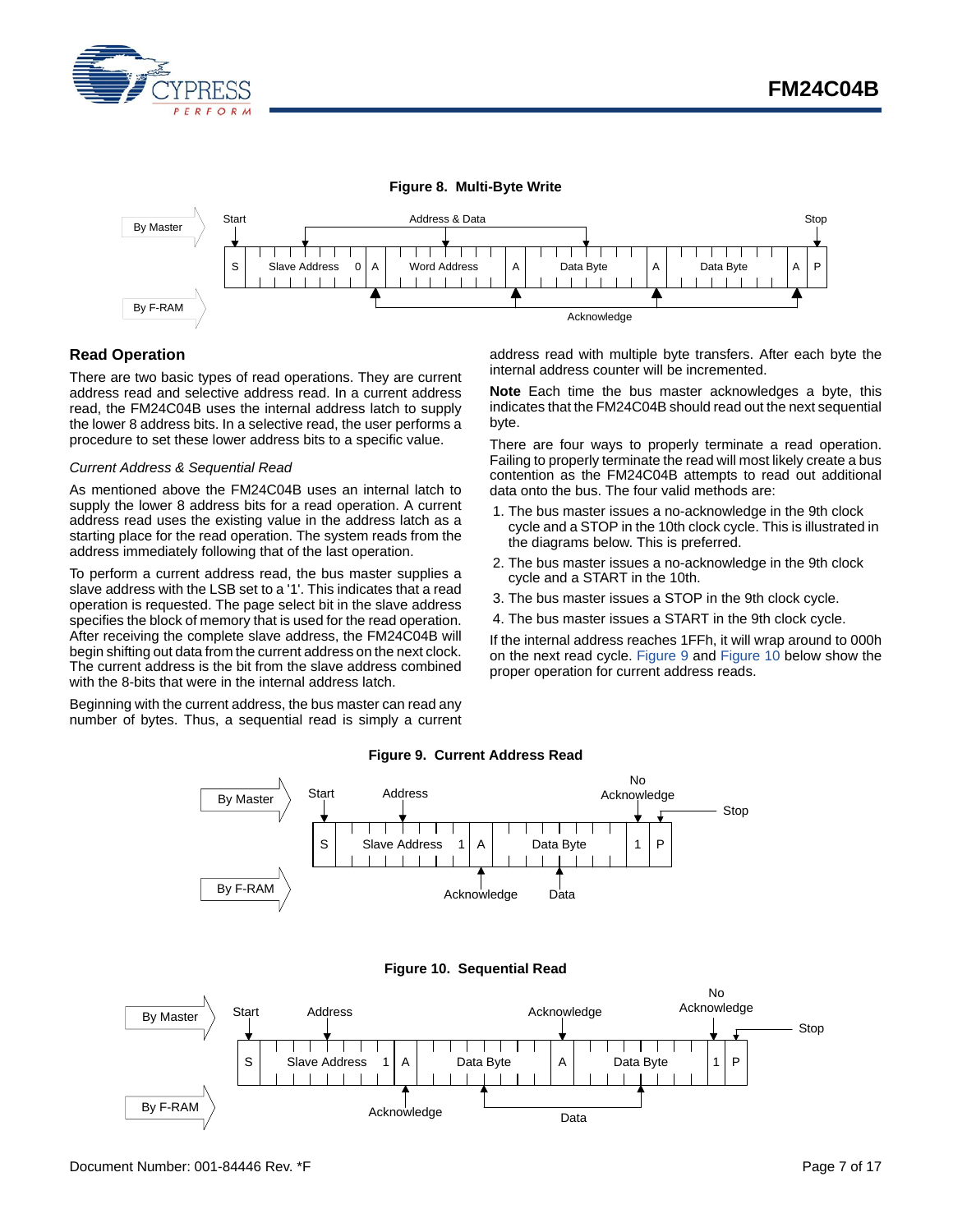**Figure 8. Multi-Byte Write**

## Read Operation

There are two basic types of read operations. They are current address read and selective address read. In a current address read, the FM24C04B uses the internal address latch to supply the lower 8 address bits. In a selective read, the user performs a procedure to set these lower address bits to a specific value.

*Current Address & Sequential Read*

As mentioned above the FM24C04B uses an internal latch to supply the lower 8 address bits for a read operation. A current address read uses the existing value in the address latch as a starting place for the read operation. The system reads from the address immediately following that of the last operation.

To perform a current address read, the bus master supplies a slave address with the LSB set to a '1'. This indicates that a read operation is requested. The page select bit in the slave address specifies the block of memory that is used for the read operation. After receiving the complete slave address, the FM24C04B will begin shifting out data from the current address on the next clock. The current address is the bit from the slave address combined with the 8-bits that were in the internal address latch.

Beginning with the current address, the bus master can read any number of bytes. Thus, a sequential read is simply a current address read with multiple byte transfers. After each byte the internal address counter will be incremented.

**Note** Each time the bus master acknowledges a byte, this indicates that the FM24C04B should read out the next sequential byte.

There are four ways to properly terminate a read operation. Failing to properly terminate the read will most likely create a bus contention as the FM24C04B attempts to read out additional data onto the bus. The four valid methods are:

1. The bus master issues a no-acknowledge in the 9th clock cycle and a STOP in the 10th clock cycle. This is illustrated in the diagrams below. This is preferred.
2. The bus master issues a no-acknowledge in the 9th clock cycle and a START in the 10th.
3. The bus master issues a STOP in the 9th clock cycle.
4. The bus master issues a START in the 9th clock cycle.

If the internal address reaches 1FFh, it will wrap around to 000h on the next read cycle. Figure 9 and Figure 10 below show the proper operation for current address reads.

**Figure 9. Current Address Read**

**Figure 10. Sequential Read**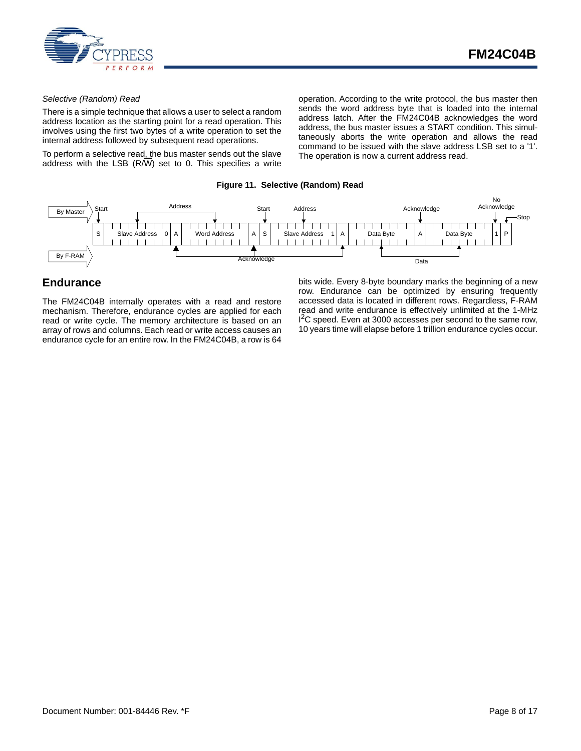*Selective (Random) Read*

There is a simple technique that allows a user to select a random address location as the starting point for a read operation. This involves using the first two bytes of a write operation to set the internal address followed by subsequent read operations.

To perform a selective read, the bus master sends out the slave address with the LSB (R/W) set to 0. This specifies a write operation. According to the write protocol, the bus master then sends the word address byte that is loaded into the internal address latch. After the FM24C04B acknowledges the word address, the bus master issues a START condition. This simultaneously aborts the write operation and allows the read command to be issued with the slave address LSB set to a '1'. The operation is now a current address read.

**Figure 11. Selective (Random) Read**

## Endurance

The FM24C04B internally operates with a read and restore mechanism. Therefore, endurance cycles are applied for each read or write cycle. The memory architecture is based on an array of rows and columns. Each read or write access causes an endurance cycle for an entire row. In the FM24C04B, a row is 64 bits wide. Every 8-byte boundary marks the beginning of a new row. Endurance can be optimized by ensuring frequently accessed data is located in different rows. Regardless, F-RAM read and write endurance is effectively unlimited at the 1-MHz $I^2C$ speed. Even at 3000 accesses per second to the same row, 10 years time will elapse before 1 trillion endurance cycles occur.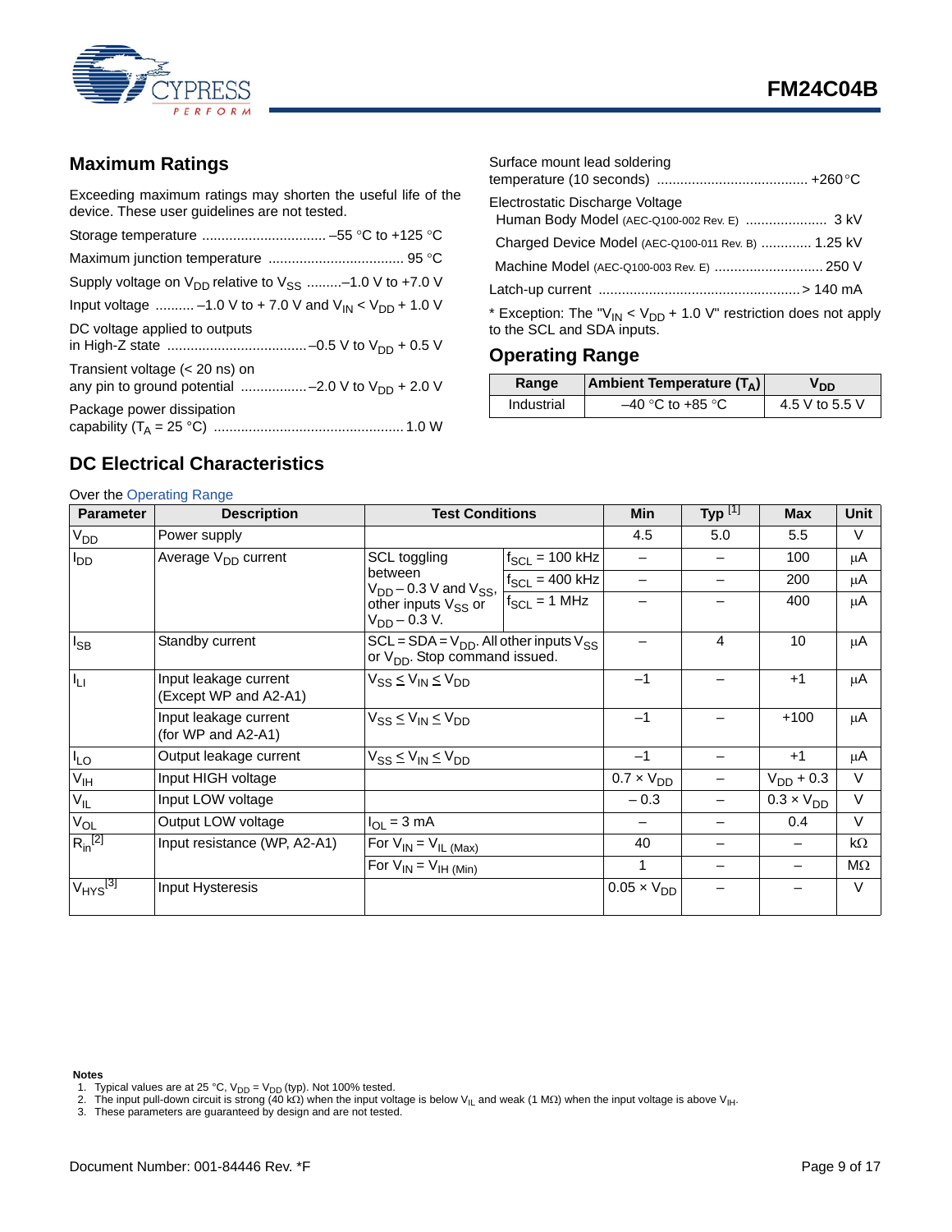## Maximum Ratings

Exceeding maximum ratings may shorten the useful life of the device. These user guidelines are not tested.

Storage temperature ................................ –55 °C to +125 °C

Maximum junction temperature .................................. 95 °C

Supply voltage on $V_{DD}$ relative to $V_{SS}$ .........–1.0 V to +7.0 V

Input voltage .......... –1.0 V to + 7.0 V and $V_{IN}$ < $V_{DD}$ + 1.0 V

DC voltage applied to outputs in High-Z state ....................................–0.5 V to $V_{DD}$ + 0.5 V

Transient voltage (< 20 ns) on any pin to ground potential .................–2.0 V to $V_{DD}$ + 2.0 V

Package power dissipation capability ($T_A$ = 25 °C) ................................................. 1.0 W

Surface mount lead soldering temperature (10 seconds) ....................................... +260 °C

Electrostatic Discharge Voltage

Human Body Model (AEC-Q100-002 Rev. E) ..................... 3 kV

Charged Device Model (AEC-Q100-011 Rev. B) ............. 1.25 kV

Machine Model (AEC-Q100-003 Rev. E) ............................ 250 V

Latch-up current .................................................... > 140 mA

* Exception: The "$V_{IN}$ < $V_{DD}$ + 1.0 V" restriction does not apply to the SCL and SDA inputs.

## Operating Range

| Range | Ambient Temperature ($T_A$) | $V_{DD}$ |
|---|---|---|
| Industrial | –40 °C to +85 °C | 4.5 V to 5.5 V |

## DC Electrical Characteristics

Over the Operating Range

| Parameter | Description | Test Conditions | | Min | Typ [1] | Max | Unit |
|---|---|---|---|---|---|---|---|
| $V_{DD}$ | Power supply | | | 4.5 | 5.0 | 5.5 | V |
| $I_{DD}$ | Average $V_{DD}$ current | SCL toggling between $V_{DD}$ – 0.3 V and $V_{SS}$, other inputs $V_{SS}$ or $V_{DD}$ – 0.3 V. | $f_{SCL}$ = 100 kHz | – | – | 100 | µA |
| | | | $f_{SCL}$ = 400 kHz | – | – | 200 | µA |
| | | | $f_{SCL}$ = 1 MHz | – | – | 400 | µA |
| $I_{SB}$ | Standby current | SCL = SDA = $V_{DD}$. All other inputs $V_{SS}$ or $V_{DD}$. Stop command issued. | | – | 4 | 10 | µA |
| $I_{LI}$ | Input leakage current (Except WP and A2-A1) | $V_{SS} \leq V_{IN} \leq V_{DD}$ | | –1 | – | +1 | µA |
| | Input leakage current (for WP and A2-A1) | $V_{SS} \leq V_{IN} \leq V_{DD}$ | | –1 | – | +100 | µA |
| $I_{LO}$ | Output leakage current | $V_{SS} \leq V_{IN} \leq V_{DD}$ | | –1 | – | +1 | µA |
| $V_{IH}$ | Input HIGH voltage | | | 0.7 × $V_{DD}$ | – | $V_{DD}$ + 0.3 | V |
| $V_{IL}$ | Input LOW voltage | | | – 0.3 | – | 0.3 × $V_{DD}$ | V |
| $V_{OL}$ | Output LOW voltage | $I_{OL}$ = 3 mA | | – | – | 0.4 | V |
| $R_{in}$ [2] | Input resistance (WP, A2-A1) | For $V_{IN} = V_{IL\ (Max)}$ | | 40 | – | – | kΩ |
| | | For $V_{IN} = V_{IH\ (Min)}$ | | 1 | – | – | MΩ |
| $V_{HYS}$ [3] | Input Hysteresis | | | 0.05 × $V_{DD}$ | – | – | V |

**Notes**

1. Typical values are at 25 °C, $V_{DD}$ = $V_{DD}$ (typ). Not 100% tested.
2. The input pull-down circuit is strong (40 kΩ) when the input voltage is below $V_{IL}$ and weak (1 MΩ) when the input voltage is above $V_{IH}$.
3. These parameters are guaranteed by design and are not tested.

Document Number: 001-84446 Rev. *F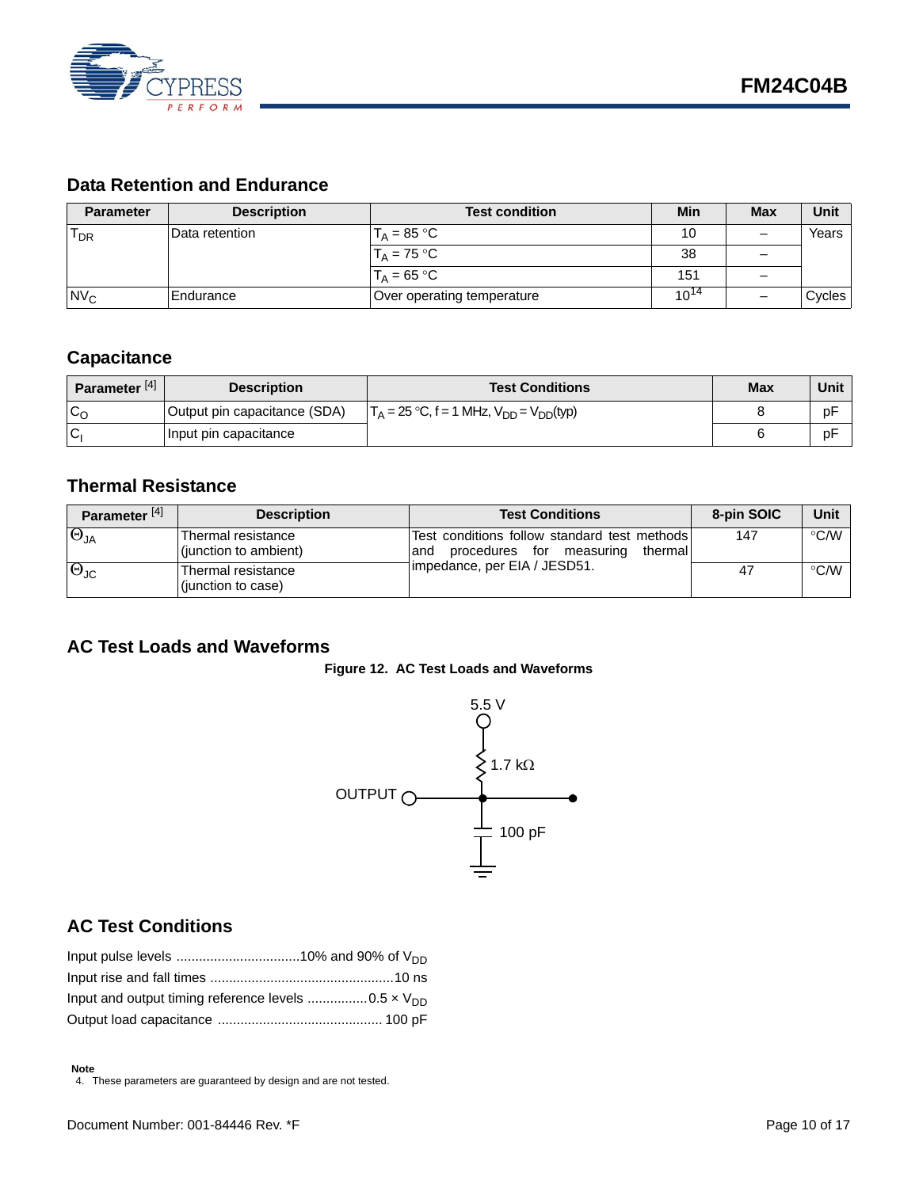## Data Retention and Endurance

| Parameter | Description | Test condition | Min | Max | Unit |
|---|---|---|---|---|---|
| $T_{DR}$ | Data retention | $T_A$ = 85 °C | 10 | – | Years |
| | | $T_A$ = 75 °C | 38 | – | |
| | | $T_A$ = 65 °C | 151 | – | |
| $NV_C$ | Endurance | Over operating temperature | $10^{14}$ | – | Cycles |

## Capacitance

| Parameter [4] | Description | Test Conditions | Max | Unit |
|---|---|---|---|---|
| $C_O$ | Output pin capacitance (SDA) | $T_A$ = 25 °C, f = 1 MHz, $V_{DD}$ = $V_{DD}$(typ) | 8 | pF |
| $C_I$ | Input pin capacitance | | 6 | pF |

## Thermal Resistance

| Parameter [4] | Description | Test Conditions | 8-pin SOIC | Unit |
|---|---|---|---|---|
| $\Theta_{JA}$ | Thermal resistance (junction to ambient) | Test conditions follow standard test methods and procedures for measuring thermal impedance, per EIA / JESD51. | 147 | °C/W |
| $\Theta_{JC}$ | Thermal resistance (junction to case) | | 47 | °C/W |

## AC Test Loads and Waveforms

**Figure 12. AC Test Loads and Waveforms**

5.5 V

1.7 kΩ

OUTPUT

100 pF

## AC Test Conditions

Input pulse levels .................................10% and 90% of $V_{DD}$

Input rise and fall times .................................................10 ns

Input and output timing reference levels ................0.5 × $V_{DD}$

Output load capacitance ............................................ 100 pF

**Note**

4. These parameters are guaranteed by design and are not tested.

Document Number: 001-84446 Rev. *F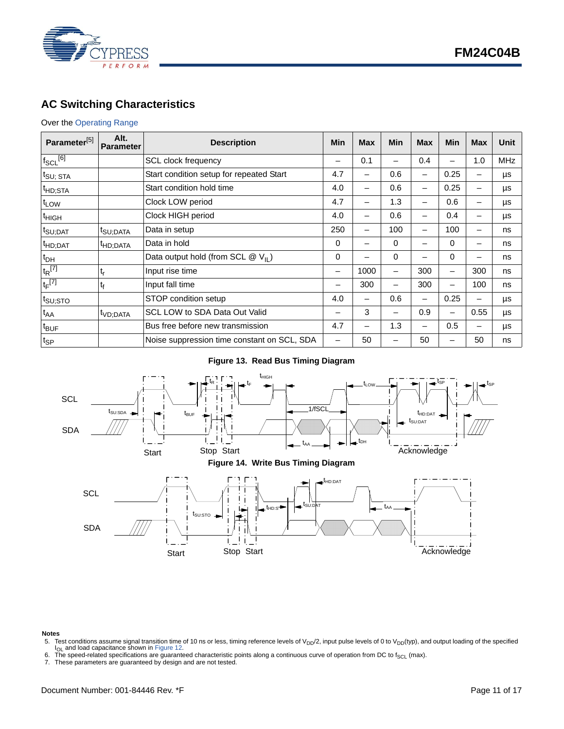## AC Switching Characteristics

Over the Operating Range

| Parameter[5] | Alt. Parameter | Description | Min | Max | Min | Max | Min | Max | Unit |
|---|---|---|---|---|---|---|---|---|---|
| $f_{SCL}$[6] | | SCL clock frequency | – | 0.1 | – | 0.4 | – | 1.0 | MHz |
| $t_{SU;STA}$ | | Start condition setup for repeated Start | 4.7 | – | 0.6 | – | 0.25 | – | µs |
| $t_{HD;STA}$ | | Start condition hold time | 4.0 | – | 0.6 | – | 0.25 | – | µs |
| $t_{LOW}$ | | Clock LOW period | 4.7 | – | 1.3 | – | 0.6 | – | µs |
| $t_{HIGH}$ | | Clock HIGH period | 4.0 | – | 0.6 | – | 0.4 | – | µs |
| $t_{SU;DAT}$ | $t_{SU;DATA}$ | Data in setup | 250 | – | 100 | – | 100 | – | ns |
| $t_{HD;DAT}$ | $t_{HD;DATA}$ | Data in hold | 0 | – | 0 | – | 0 | – | ns |
| $t_{DH}$ | | Data output hold (from SCL @ $V_{IL}$) | 0 | – | 0 | – | 0 | – | ns |
| $t_R$[7] | $t_r$ | Input rise time | – | 1000 | – | 300 | – | 300 | ns |
| $t_F$[7] | $t_f$ | Input fall time | – | 300 | – | 300 | – | 100 | ns |
| $t_{SU;STO}$ | | STOP condition setup | 4.0 | – | 0.6 | – | 0.25 | – | µs |
| $t_{AA}$ | $t_{VD;DATA}$ | SCL LOW to SDA Data Out Valid | – | 3 | – | 0.9 | – | 0.55 | µs |
| $t_{BUF}$ | | Bus free before new transmission | 4.7 | – | 1.3 | – | 0.5 | – | µs |
| $t_{SP}$ | | Noise suppression time constant on SCL, SDA | – | 50 | – | 50 | – | 50 | ns |

**Figure 13. Read Bus Timing Diagram**

**Figure 14. Write Bus Timing Diagram**

**Notes**

5. Test conditions assume signal transition time of 10 ns or less, timing reference levels of $V_{DD}/2$, input pulse levels of 0 to $V_{DD}$(typ), and output loading of the specified $I_{OL}$ and load capacitance shown in Figure 12.
6. The speed-related specifications are guaranteed characteristic points along a continuous curve of operation from DC to $f_{SCL}$ (max).
7. These parameters are guaranteed by design and are not tested.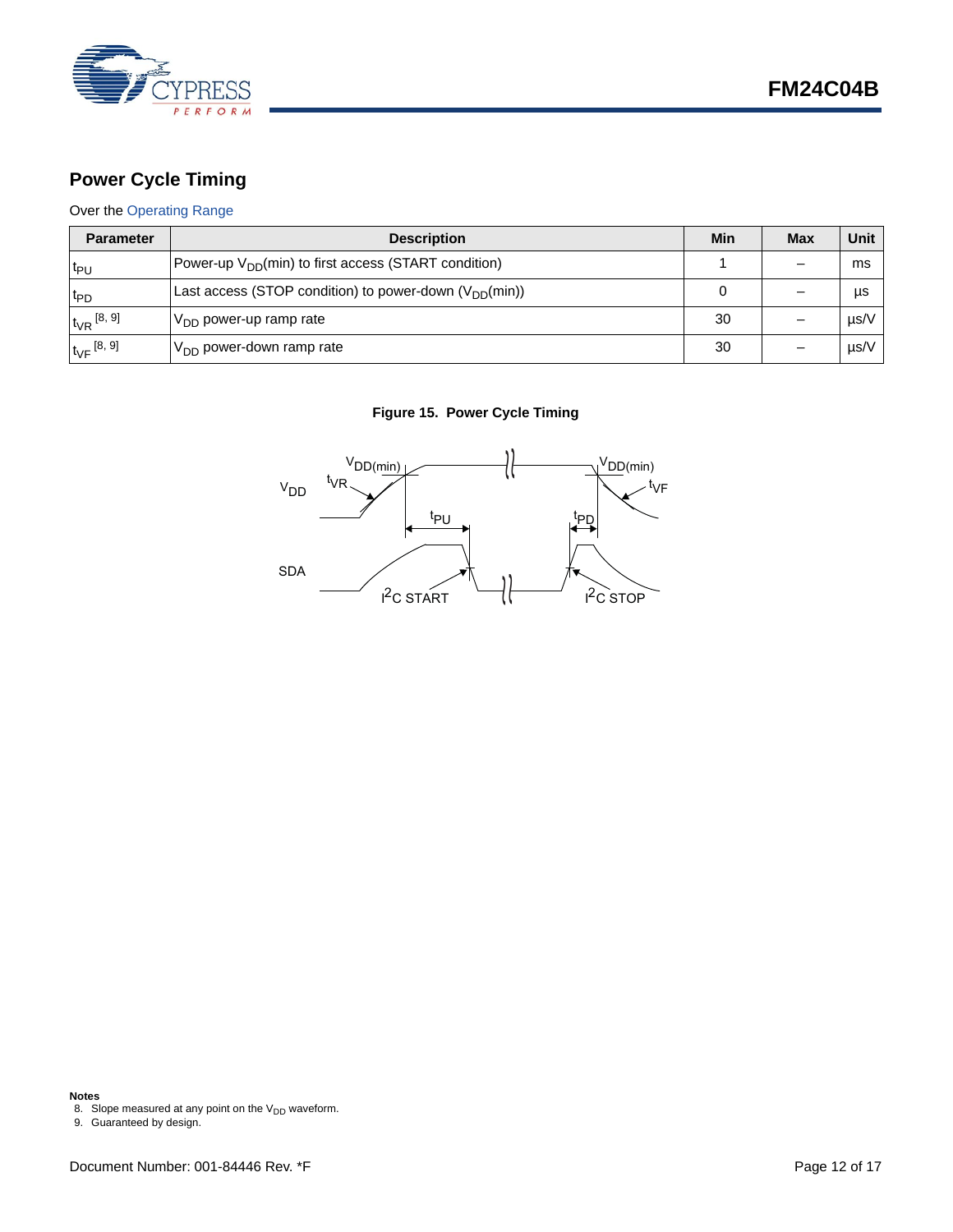## Power Cycle Timing

Over the Operating Range

| Parameter | Description | Min | Max | Unit |
|---|---|---|---|---|
| $t_{PU}$ | Power-up $V_{DD}$(min) to first access (START condition) | 1 | – | ms |
| $t_{PD}$ | Last access (STOP condition) to power-down ($V_{DD}$(min)) | 0 | – | µs |
| $t_{VR}$ [8, 9] | $V_{DD}$ power-up ramp rate | 30 | – | µs/V |
| $t_{VF}$ [8, 9] | $V_{DD}$ power-down ramp rate | 30 | – | µs/V |

**Figure 15. Power Cycle Timing**

**Notes**

8. Slope measured at any point on the $V_{DD}$ waveform.
9. Guaranteed by design.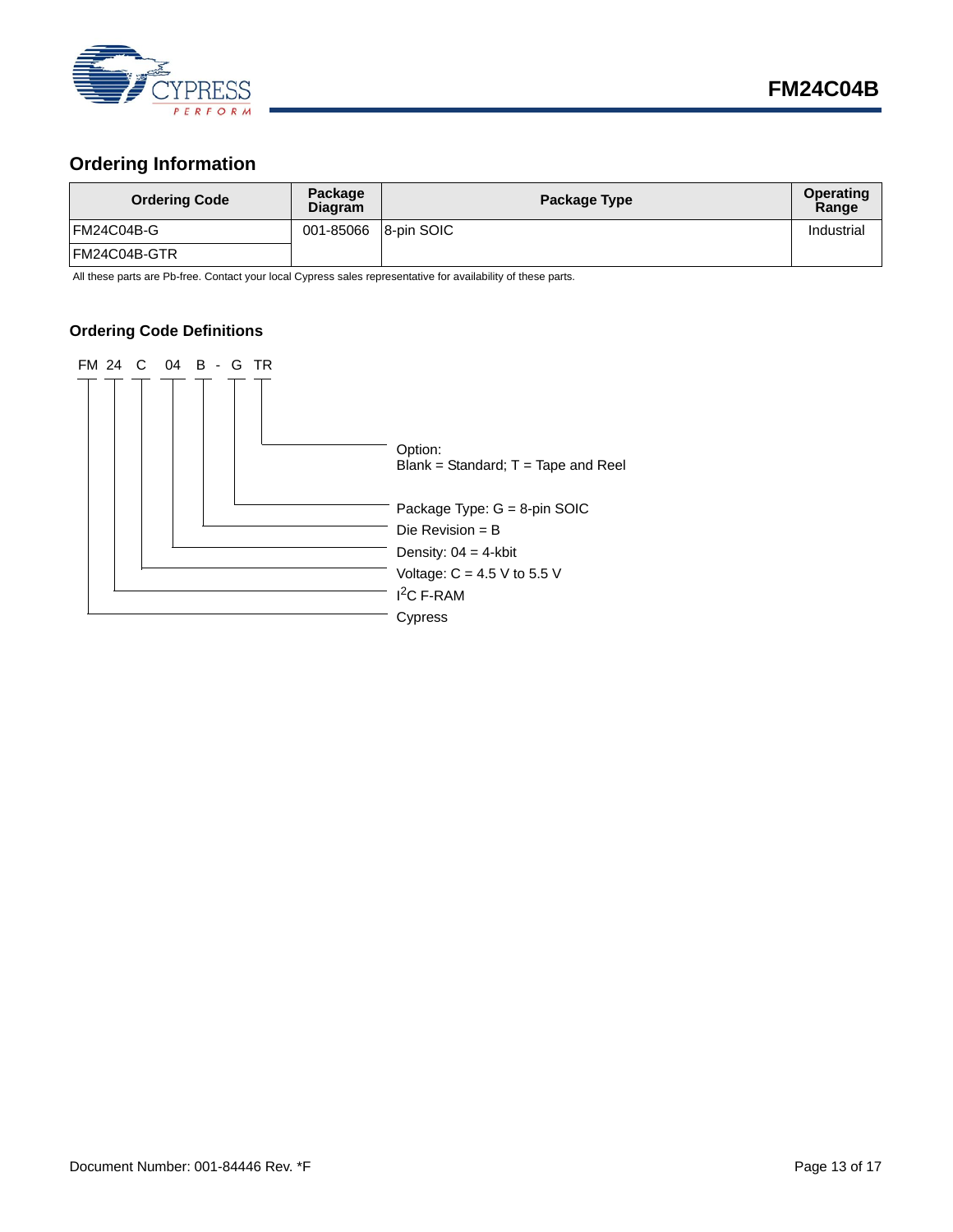## Ordering Information

| Ordering Code | Package Diagram | Package Type | Operating Range |
|---|---|---|---|
| FM24C04B-G | 001-85066 | 8-pin SOIC | Industrial |
| FM24C04B-GTR | | | |

All these parts are Pb-free. Contact your local Cypress sales representative for availability of these parts.

### Ordering Code Definitions

FM 24 C 04 B - G TR

- Option: Blank = Standard; T = Tape and Reel
- Package Type: G = 8-pin SOIC
- Die Revision = B
- Density: 04 = 4-kbit
- Voltage: C = 4.5 V to 5.5 V
- $I^2C$ F-RAM
- Cypress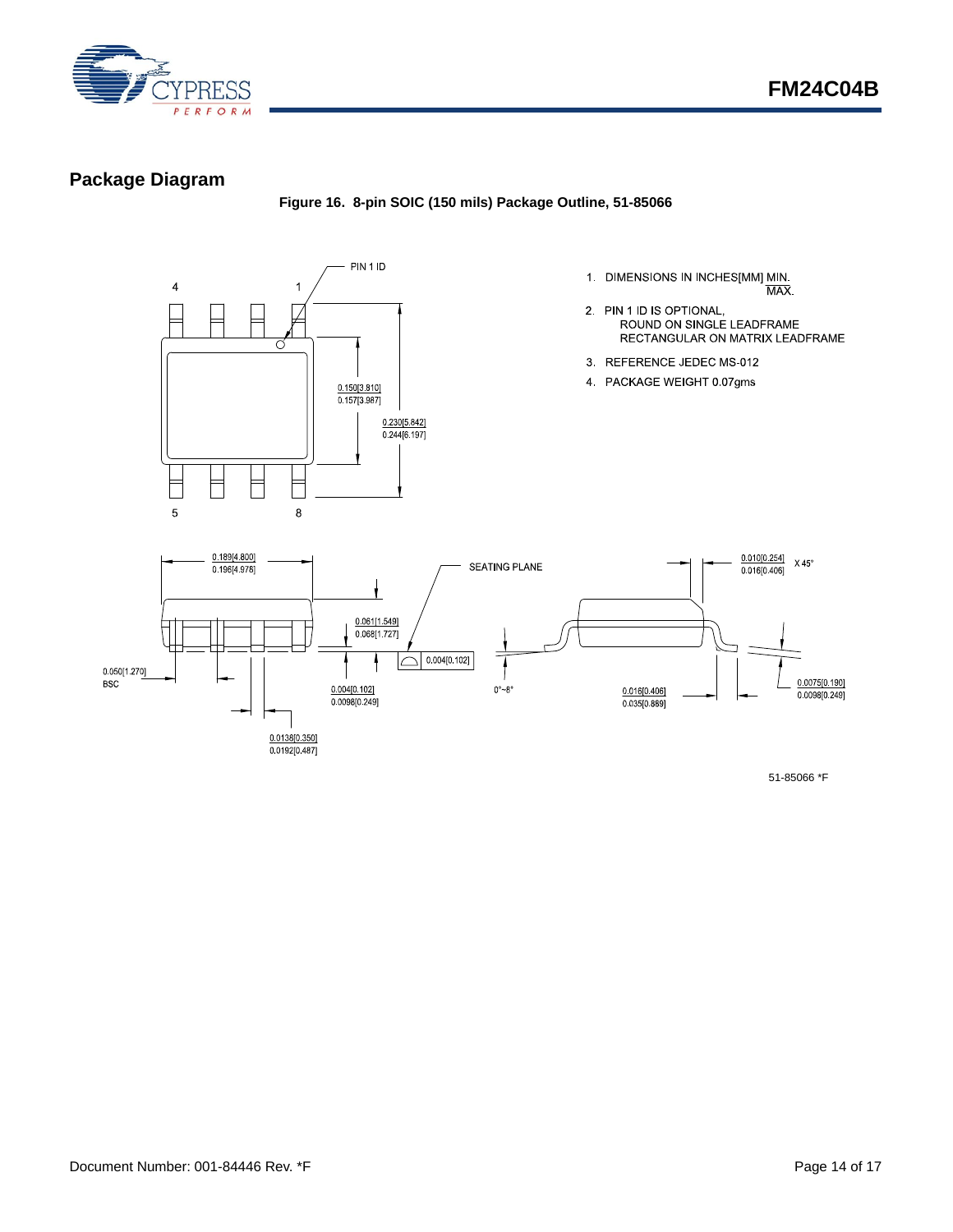## Package Diagram

**Figure 16. 8-pin SOIC (150 mils) Package Outline, 51-85066**

1. DIMENSIONS IN INCHES[MM] MIN. / MAX.
2. PIN 1 ID IS OPTIONAL, ROUND ON SINGLE LEADFRAME RECTANGULAR ON MATRIX LEADFRAME
3. REFERENCE JEDEC MS-012
4. PACKAGE WEIGHT 0.07gms

51-85066 *F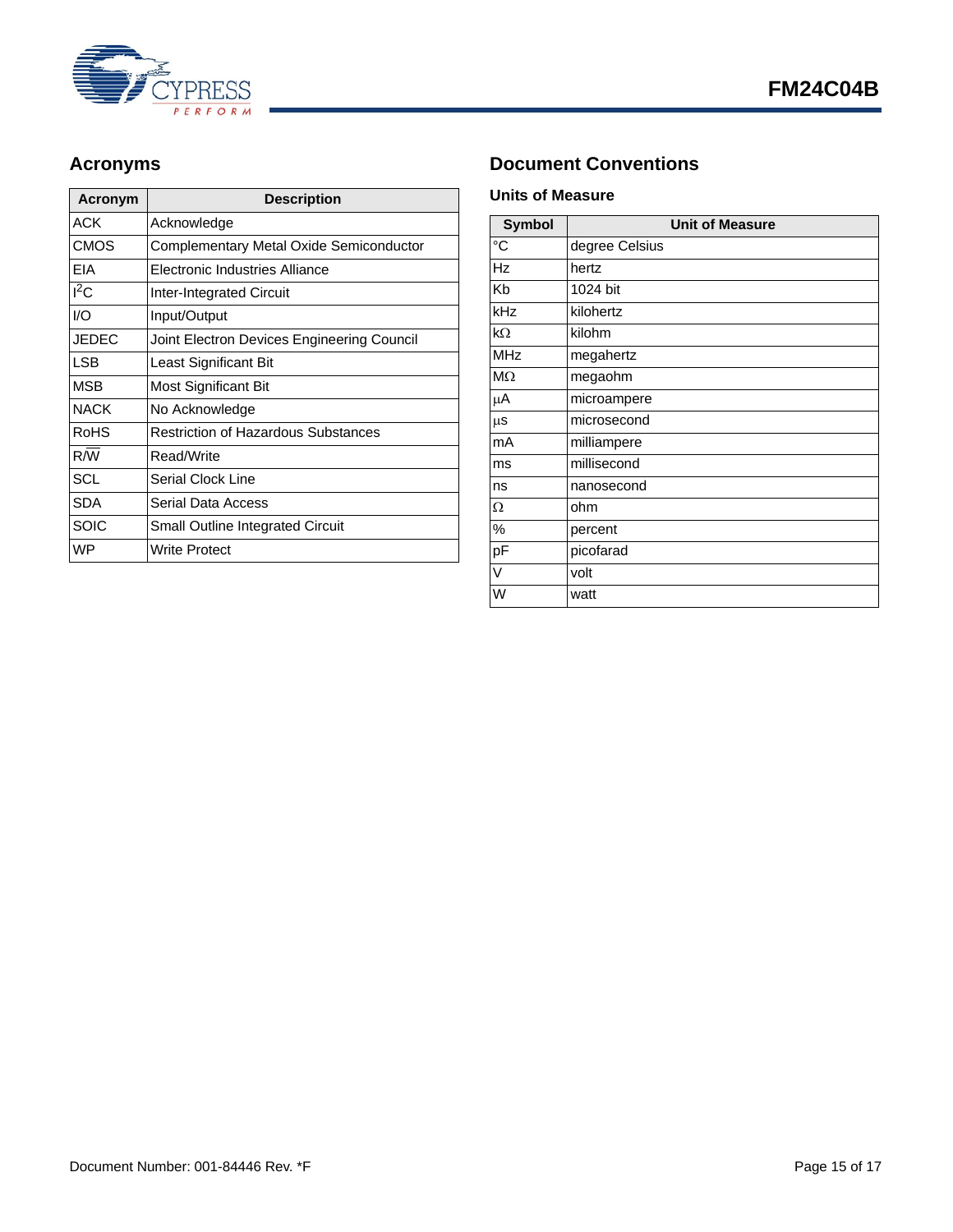## Acronyms

| Acronym | Description |
|---|---|
| ACK | Acknowledge |
| CMOS | Complementary Metal Oxide Semiconductor |
| EIA | Electronic Industries Alliance |
| $I^2C$ | Inter-Integrated Circuit |
| I/O | Input/Output |
| JEDEC | Joint Electron Devices Engineering Council |
| LSB | Least Significant Bit |
| MSB | Most Significant Bit |
| NACK | No Acknowledge |
| RoHS | Restriction of Hazardous Substances |
| $R/\overline{W}$ | Read/Write |
| SCL | Serial Clock Line |
| SDA | Serial Data Access |
| SOIC | Small Outline Integrated Circuit |
| WP | Write Protect |

## Document Conventions

### Units of Measure

| Symbol | Unit of Measure |
|---|---|
| °C | degree Celsius |
| Hz | hertz |
| Kb | 1024 bit |
| kHz | kilohertz |
| kΩ | kilohm |
| MHz | megahertz |
| MΩ | megaohm |
| µA | microampere |
| µs | microsecond |
| mA | milliampere |
| ms | millisecond |
| ns | nanosecond |
| Ω | ohm |
| % | percent |
| pF | picofarad |
| V | volt |
| W | watt |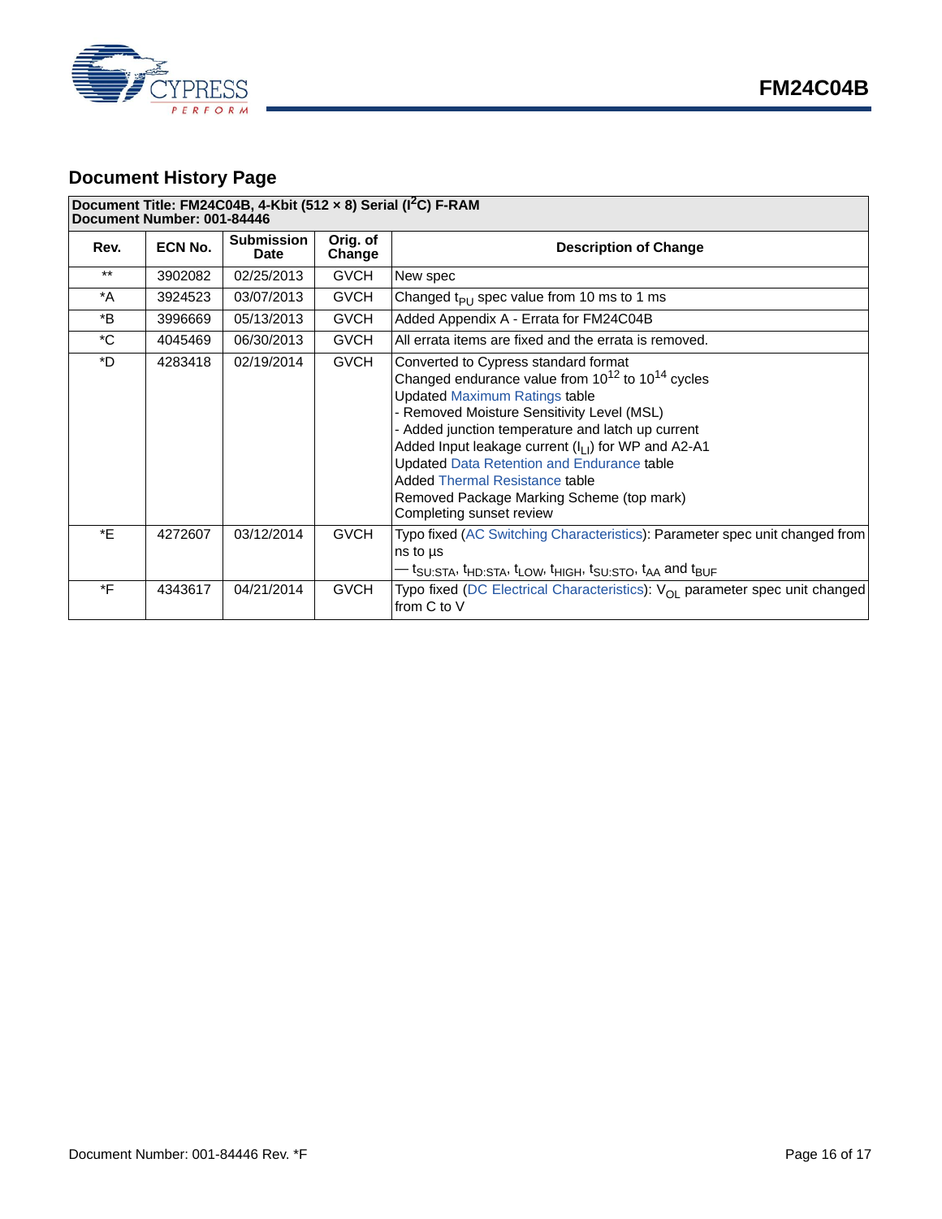## Document History Page

| Document Title: FM24C04B, 4-Kbit (512 × 8) Serial ($I^2C$) F-RAM<br>Document Number: 001-84446 | | | | |
|---|---|---|---|---|
| **Rev.** | **ECN No.** | **Submission Date** | **Orig. of Change** | **Description of Change** |
| ** | 3902082 | 02/25/2013 | GVCH | New spec |
| *A | 3924523 | 03/07/2013 | GVCH | Changed $t_{PU}$ spec value from 10 ms to 1 ms |
| *B | 3996669 | 05/13/2013 | GVCH | Added Appendix A - Errata for FM24C04B |
| *C | 4045469 | 06/30/2013 | GVCH | All errata items are fixed and the errata is removed. |
| *D | 4283418 | 02/19/2014 | GVCH | Converted to Cypress standard format<br>Changed endurance value from $10^{12}$ to $10^{14}$ cycles<br>Updated Maximum Ratings table<br>- Removed Moisture Sensitivity Level (MSL)<br>- Added junction temperature and latch up current<br>Added Input leakage current ($I_{LI}$) for WP and A2-A1<br>Updated Data Retention and Endurance table<br>Added Thermal Resistance table<br>Removed Package Marking Scheme (top mark)<br>Completing sunset review |
| *E | 4272607 | 03/12/2014 | GVCH | Typo fixed (AC Switching Characteristics): Parameter spec unit changed from ns to µs<br>— $t_{SU:STA}$, $t_{HD:STA}$, $t_{LOW}$, $t_{HIGH}$, $t_{SU:STO}$, $t_{AA}$ and $t_{BUF}$ |
| *F | 4343617 | 04/21/2014 | GVCH | Typo fixed (DC Electrical Characteristics): $V_{OL}$ parameter spec unit changed from C to V |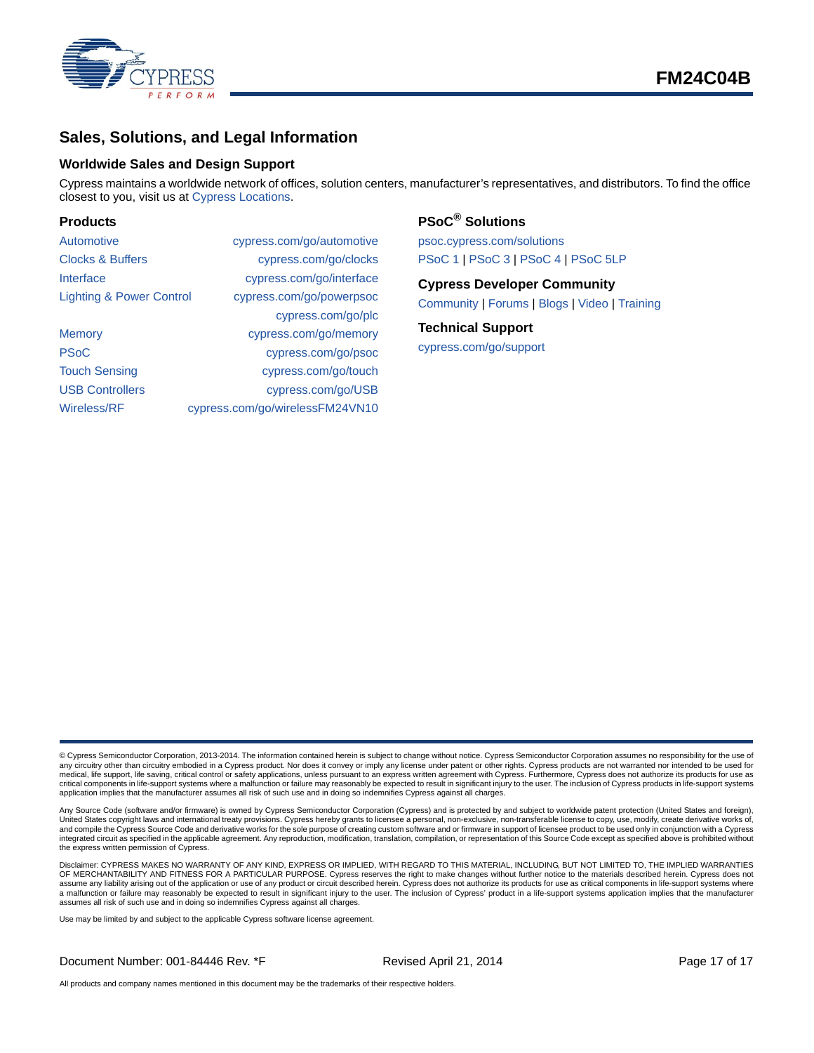## Sales, Solutions, and Legal Information

### Worldwide Sales and Design Support

Cypress maintains a worldwide network of offices, solution centers, manufacturer's representatives, and distributors. To find the office closest to you, visit us at Cypress Locations.

### Products

| | |
|---|---|
| Automotive | cypress.com/go/automotive |
| Clocks & Buffers | cypress.com/go/clocks |
| Interface | cypress.com/go/interface |
| Lighting & Power Control | cypress.com/go/powerpsoc |
| | cypress.com/go/plc |
| Memory | cypress.com/go/memory |
| PSoC | cypress.com/go/psoc |
| Touch Sensing | cypress.com/go/touch |
| USB Controllers | cypress.com/go/USB |
| Wireless/RF | cypress.com/go/wirelessFM24VN10 |

### PSoC® Solutions

psoc.cypress.com/solutions

PSoC 1 | PSoC 3 | PSoC 4 | PSoC 5LP

### Cypress Developer Community

Community | Forums | Blogs | Video | Training

### Technical Support

cypress.com/go/support

© Cypress Semiconductor Corporation, 2013-2014. The information contained herein is subject to change without notice. Cypress Semiconductor Corporation assumes no responsibility for the use of any circuitry other than circuitry embodied in a Cypress product. Nor does it convey or imply any license under patent or other rights. Cypress products are not warranted nor intended to be used for medical, life support, life saving, critical control or safety applications, unless pursuant to an express written agreement with Cypress. Furthermore, Cypress does not authorize its products for use as critical components in life-support systems where a malfunction or failure may reasonably be expected to result in significant injury to the user. The inclusion of Cypress products in life-support systems application implies that the manufacturer assumes all risk of such use and in doing so indemnifies Cypress against all charges.

Any Source Code (software and/or firmware) is owned by Cypress Semiconductor Corporation (Cypress) and is protected by and subject to worldwide patent protection (United States and foreign), United States copyright laws and international treaty provisions. Cypress hereby grants to licensee a personal, non-exclusive, non-transferable license to copy, use, modify, create derivative works of, and compile the Cypress Source Code and derivative works for the sole purpose of creating custom software and or firmware in support of licensee product to be used only in conjunction with a Cypress integrated circuit as specified in the applicable agreement. Any reproduction, modification, translation, compilation, or representation of this Source Code except as specified above is prohibited without the express written permission of Cypress.

Disclaimer: CYPRESS MAKES NO WARRANTY OF ANY KIND, EXPRESS OR IMPLIED, WITH REGARD TO THIS MATERIAL, INCLUDING, BUT NOT LIMITED TO, THE IMPLIED WARRANTIES OF MERCHANTABILITY AND FITNESS FOR A PARTICULAR PURPOSE. Cypress reserves the right to make changes without further notice to the materials described herein. Cypress does not assume any liability arising out of the application or use of any product or circuit described herein. Cypress does not authorize its products for use as critical components in life-support systems where a malfunction or failure may reasonably be expected to result in significant injury to the user. The inclusion of Cypress' product in a life-support systems application implies that the manufacturer assumes all risk of such use and in doing so indemnifies Cypress against all charges.

Use may be limited by and subject to the applicable Cypress software license agreement.

Document Number: 001-84446 Rev. *F Revised April 21, 2014

All products and company names mentioned in this document may be the trademarks of their respective holders.